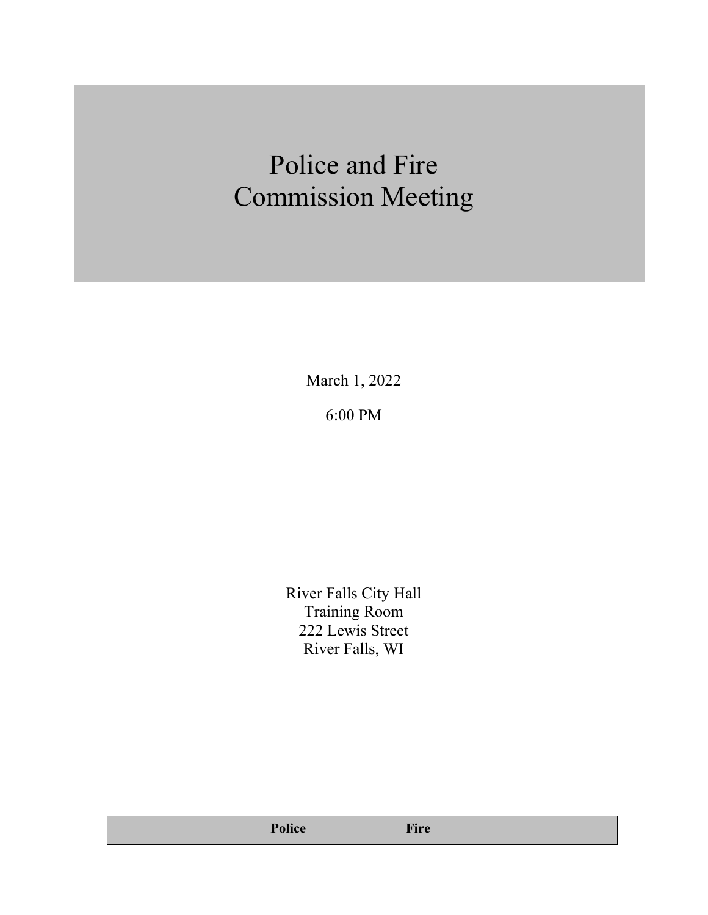# Police and Fire Commission Meeting

March 1, 2022

6:00 PM

River Falls City Hall
Training Room
222 Lewis Street
River Falls, WI

| Police | Fire |
|---|---|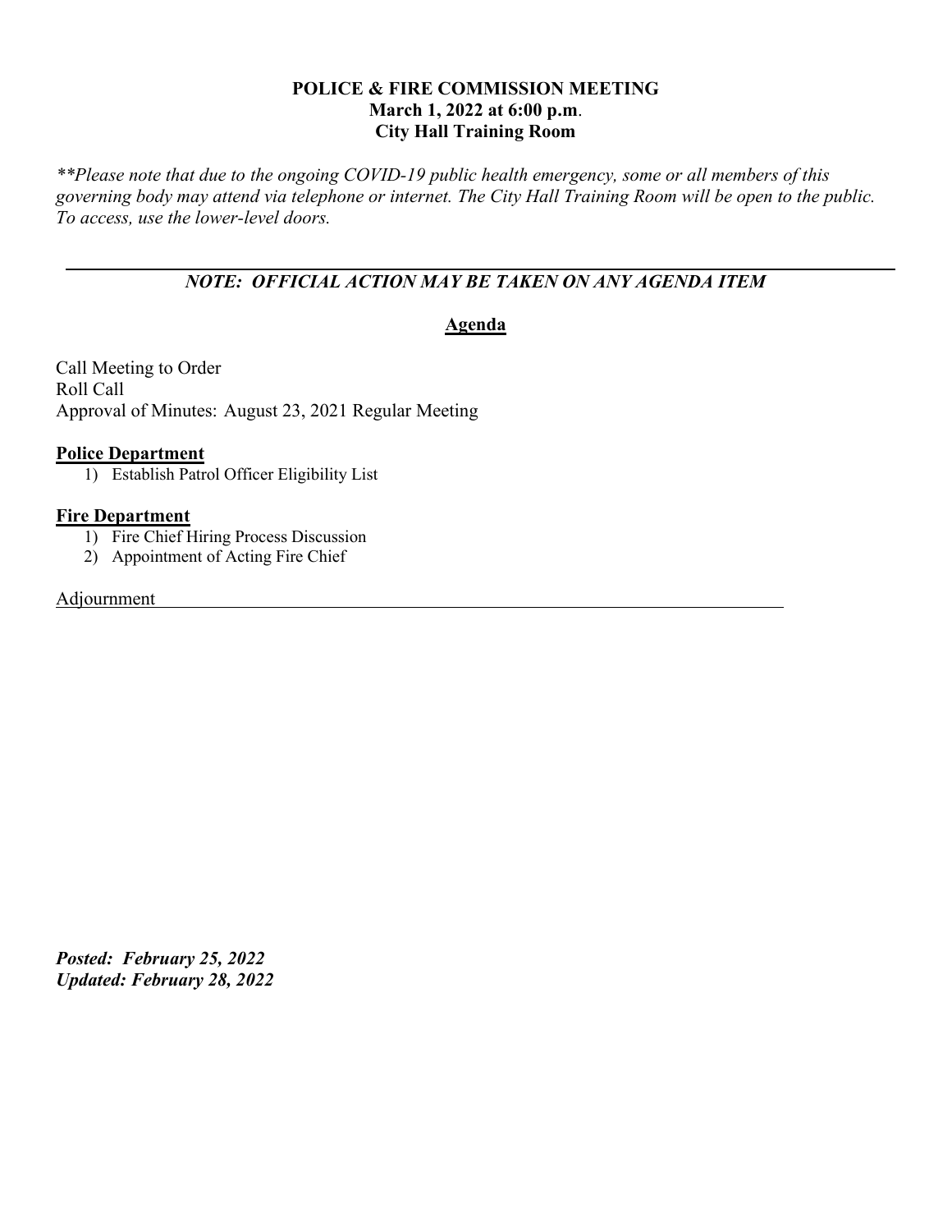**POLICE & FIRE COMMISSION MEETING**
**March 1, 2022 at 6:00 p.m.**
**City Hall Training Room**

*\*\*Please note that due to the ongoing COVID-19 public health emergency, some or all members of this governing body may attend via telephone or internet. The City Hall Training Room will be open to the public. To access, use the lower-level doors.*

---

***NOTE: OFFICIAL ACTION MAY BE TAKEN ON ANY AGENDA ITEM***

## Agenda

Call Meeting to Order
Roll Call
Approval of Minutes: August 23, 2021 Regular Meeting

**Police Department**

1) Establish Patrol Officer Eligibility List

**Fire Department**

1) Fire Chief Hiring Process Discussion
2) Appointment of Acting Fire Chief

Adjournment

***Posted: February 25, 2022***
***Updated: February 28, 2022***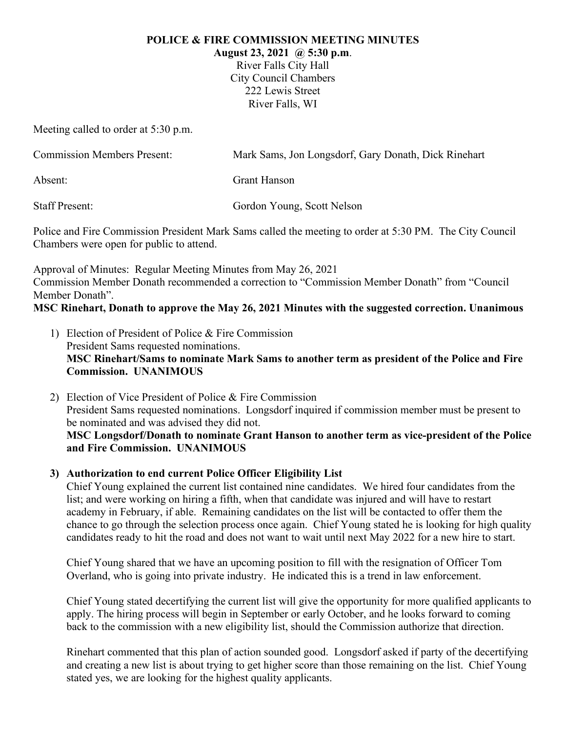**POLICE & FIRE COMMISSION MEETING MINUTES**
**August 23, 2021 @ 5:30 p.m**.
River Falls City Hall
City Council Chambers
222 Lewis Street
River Falls, WI

Meeting called to order at 5:30 p.m.

Commission Members Present: Mark Sams, Jon Longsdorf, Gary Donath, Dick Rinehart

Absent: Grant Hanson

Staff Present: Gordon Young, Scott Nelson

Police and Fire Commission President Mark Sams called the meeting to order at 5:30 PM. The City Council Chambers were open for public to attend.

Approval of Minutes: Regular Meeting Minutes from May 26, 2021
Commission Member Donath recommended a correction to "Commission Member Donath" from "Council Member Donath".
**MSC Rinehart, Donath to approve the May 26, 2021 Minutes with the suggested correction. Unanimous**

1) Election of President of Police & Fire Commission
   President Sams requested nominations.
   **MSC Rinehart/Sams to nominate Mark Sams to another term as president of the Police and Fire Commission. UNANIMOUS**

2) Election of Vice President of Police & Fire Commission
   President Sams requested nominations. Longsdorf inquired if commission member must be present to be nominated and was advised they did not.
   **MSC Longsdorf/Donath to nominate Grant Hanson to another term as vice-president of the Police and Fire Commission. UNANIMOUS**

3) **Authorization to end current Police Officer Eligibility List**
   Chief Young explained the current list contained nine candidates. We hired four candidates from the list; and were working on hiring a fifth, when that candidate was injured and will have to restart academy in February, if able. Remaining candidates on the list will be contacted to offer them the chance to go through the selection process once again. Chief Young stated he is looking for high quality candidates ready to hit the road and does not want to wait until next May 2022 for a new hire to start.

   Chief Young shared that we have an upcoming position to fill with the resignation of Officer Tom Overland, who is going into private industry. He indicated this is a trend in law enforcement.

   Chief Young stated decertifying the current list will give the opportunity for more qualified applicants to apply. The hiring process will begin in September or early October, and he looks forward to coming back to the commission with a new eligibility list, should the Commission authorize that direction.

   Rinehart commented that this plan of action sounded good. Longsdorf asked if party of the decertifying and creating a new list is about trying to get higher score than those remaining on the list. Chief Young stated yes, we are looking for the highest quality applicants.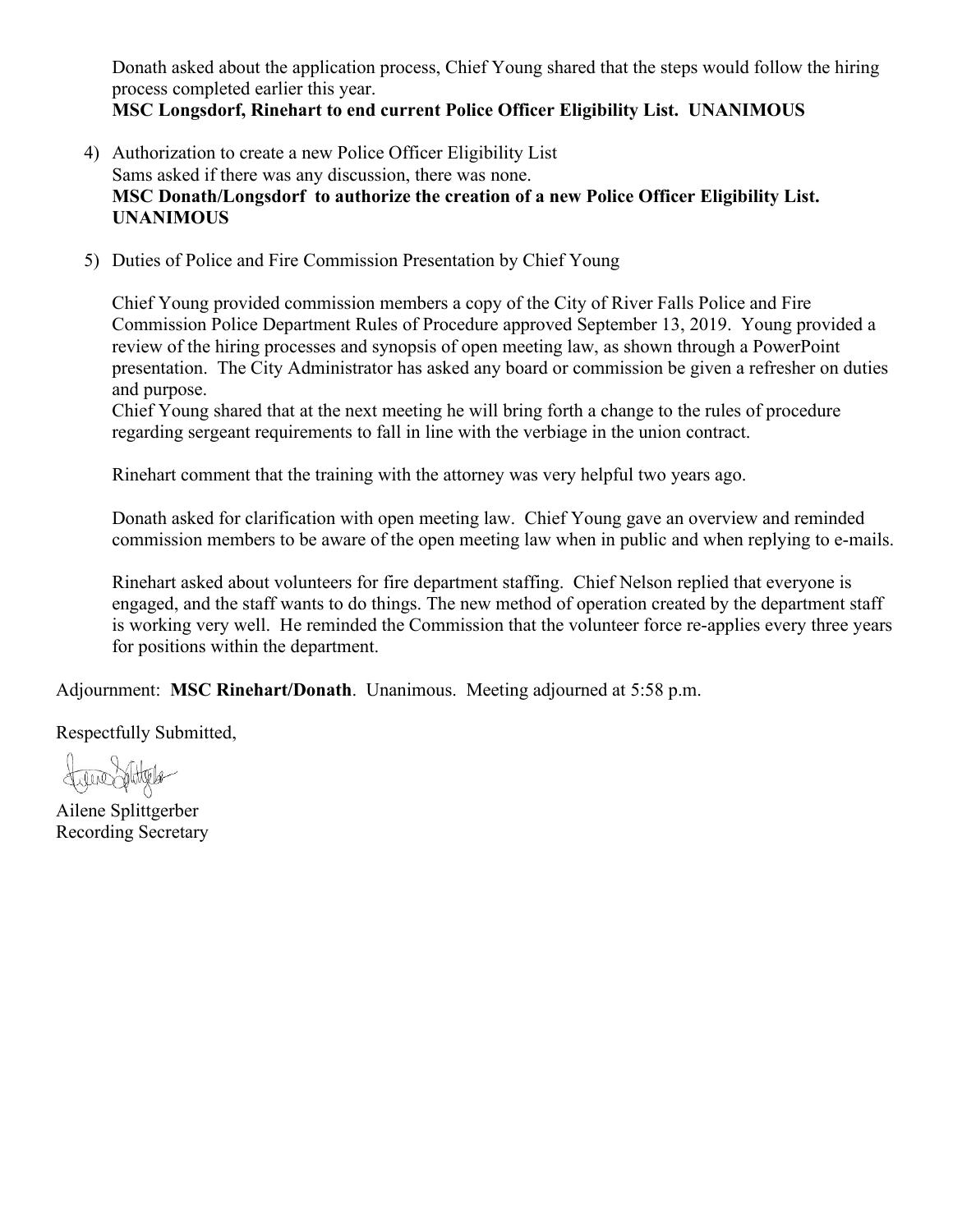Donath asked about the application process, Chief Young shared that the steps would follow the hiring process completed earlier this year.
**MSC Longsdorf, Rinehart to end current Police Officer Eligibility List. UNANIMOUS**

4) Authorization to create a new Police Officer Eligibility List
   Sams asked if there was any discussion, there was none.
   **MSC Donath/Longsdorf to authorize the creation of a new Police Officer Eligibility List. UNANIMOUS**

5) Duties of Police and Fire Commission Presentation by Chief Young

   Chief Young provided commission members a copy of the City of River Falls Police and Fire Commission Police Department Rules of Procedure approved September 13, 2019. Young provided a review of the hiring processes and synopsis of open meeting law, as shown through a PowerPoint presentation. The City Administrator has asked any board or commission be given a refresher on duties and purpose.
   Chief Young shared that at the next meeting he will bring forth a change to the rules of procedure regarding sergeant requirements to fall in line with the verbiage in the union contract.

   Rinehart comment that the training with the attorney was very helpful two years ago.

   Donath asked for clarification with open meeting law. Chief Young gave an overview and reminded commission members to be aware of the open meeting law when in public and when replying to e-mails.

   Rinehart asked about volunteers for fire department staffing. Chief Nelson replied that everyone is engaged, and the staff wants to do things. The new method of operation created by the department staff is working very well. He reminded the Commission that the volunteer force re-applies every three years for positions within the department.

Adjournment: **MSC Rinehart/Donath**. Unanimous. Meeting adjourned at 5:58 p.m.

Respectfully Submitted,

Ailene Splittgerber
Recording Secretary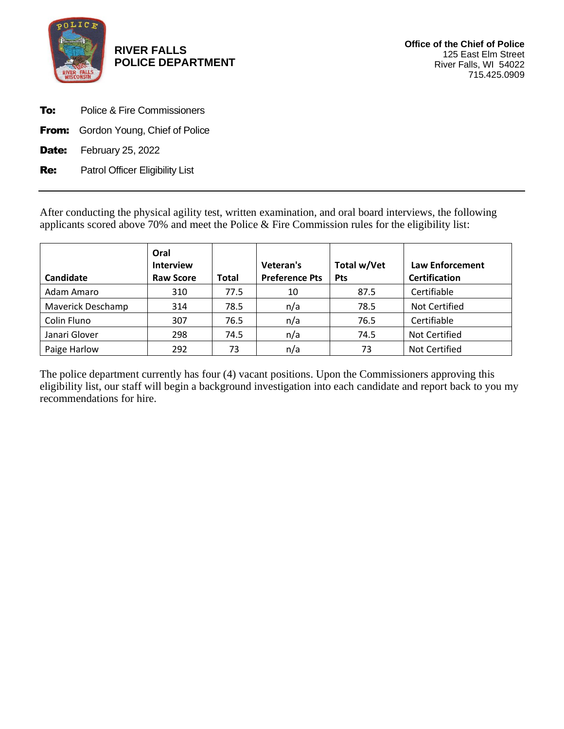**RIVER FALLS**
**POLICE DEPARTMENT**

**Office of the Chief of Police**
125 East Elm Street
River Falls, WI 54022
715.425.0909

**To:** Police & Fire Commissioners

**From:** Gordon Young, Chief of Police

**Date:** February 25, 2022

**Re:** Patrol Officer Eligibility List

---

After conducting the physical agility test, written examination, and oral board interviews, the following applicants scored above 70% and meet the Police & Fire Commission rules for the eligibility list:

| Candidate | Oral Interview Raw Score | Total | Veteran's Preference Pts | Total w/Vet Pts | Law Enforcement Certification |
|---|---|---|---|---|---|
| Adam Amaro | 310 | 77.5 | 10 | 87.5 | Certifiable |
| Maverick Deschamp | 314 | 78.5 | n/a | 78.5 | Not Certified |
| Colin Fluno | 307 | 76.5 | n/a | 76.5 | Certifiable |
| Janari Glover | 298 | 74.5 | n/a | 74.5 | Not Certified |
| Paige Harlow | 292 | 73 | n/a | 73 | Not Certified |

The police department currently has four (4) vacant positions. Upon the Commissioners approving this eligibility list, our staff will begin a background investigation into each candidate and report back to you my recommendations for hire.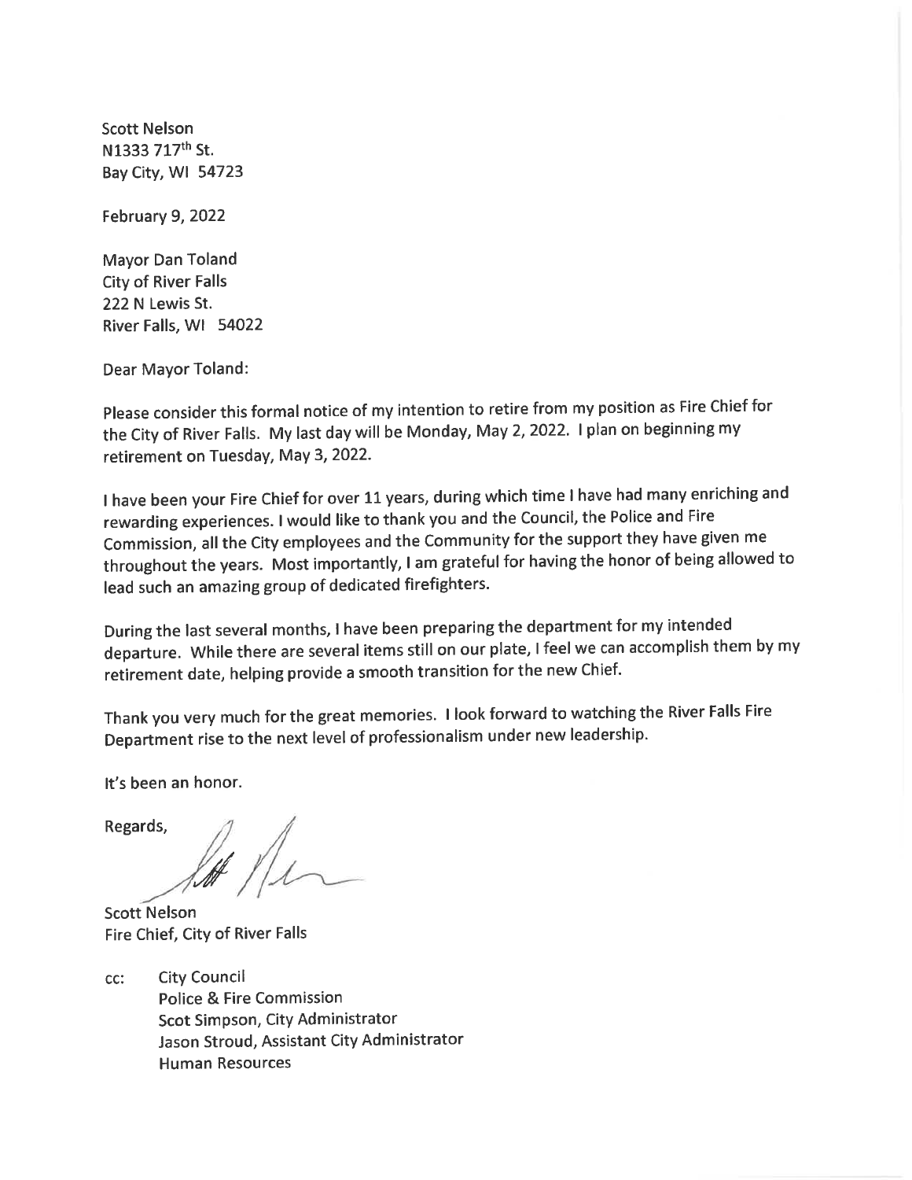Scott Nelson
N1333 717th St.
Bay City, WI 54723

February 9, 2022

Mayor Dan Toland
City of River Falls
222 N Lewis St.
River Falls, WI 54022

Dear Mayor Toland:

Please consider this formal notice of my intention to retire from my position as Fire Chief for the City of River Falls. My last day will be Monday, May 2, 2022. I plan on beginning my retirement on Tuesday, May 3, 2022.

I have been your Fire Chief for over 11 years, during which time I have had many enriching and rewarding experiences. I would like to thank you and the Council, the Police and Fire Commission, all the City employees and the Community for the support they have given me throughout the years. Most importantly, I am grateful for having the honor of being allowed to lead such an amazing group of dedicated firefighters.

During the last several months, I have been preparing the department for my intended departure. While there are several items still on our plate, I feel we can accomplish them by my retirement date, helping provide a smooth transition for the new Chief.

Thank you very much for the great memories. I look forward to watching the River Falls Fire Department rise to the next level of professionalism under new leadership.

It's been an honor.

Regards,

Scott Nelson
Fire Chief, City of River Falls

cc: City Council
Police & Fire Commission
Scot Simpson, City Administrator
Jason Stroud, Assistant City Administrator
Human Resources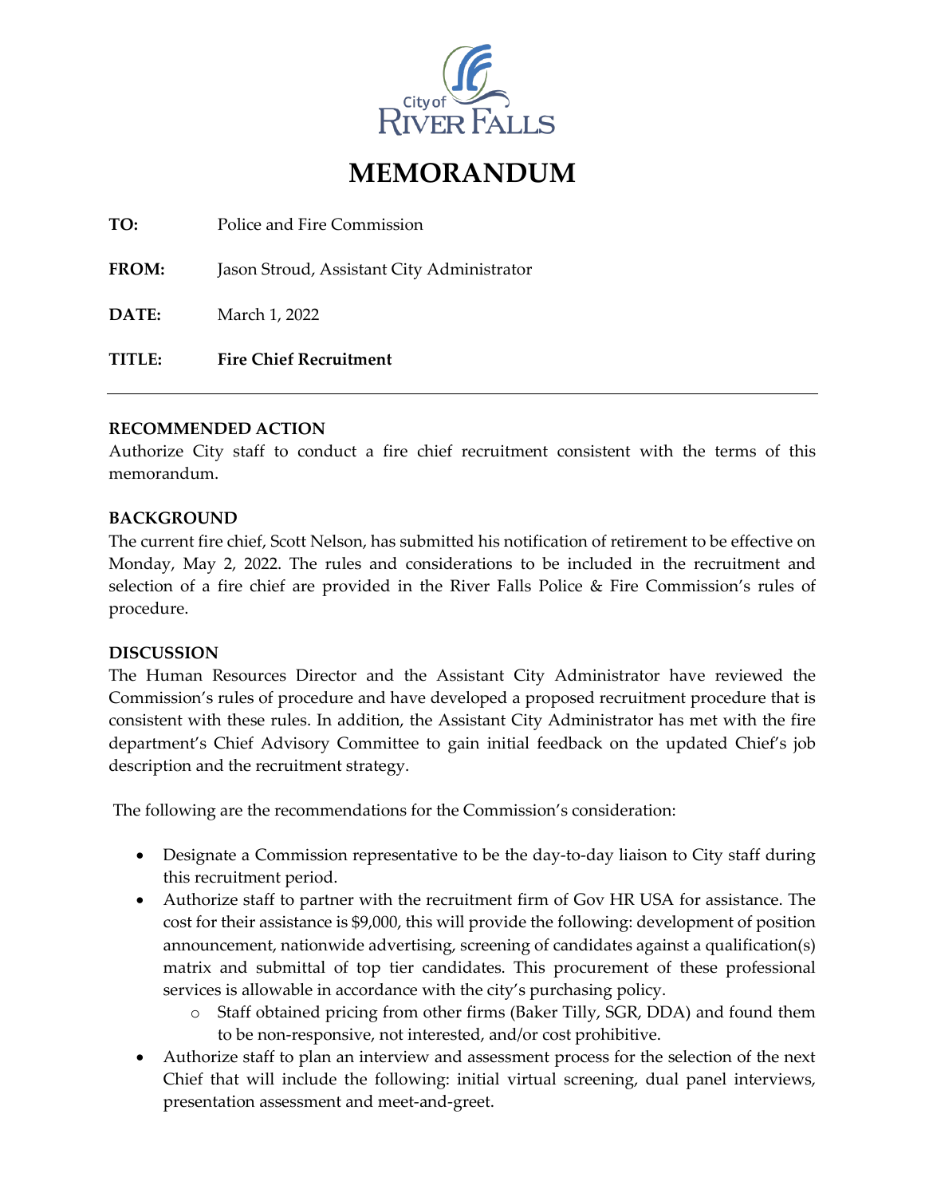# MEMORANDUM

**TO:** Police and Fire Commission

**FROM:** Jason Stroud, Assistant City Administrator

**DATE:** March 1, 2022

**TITLE:** **Fire Chief Recruitment**

---

**RECOMMENDED ACTION**

Authorize City staff to conduct a fire chief recruitment consistent with the terms of this memorandum.

**BACKGROUND**

The current fire chief, Scott Nelson, has submitted his notification of retirement to be effective on Monday, May 2, 2022. The rules and considerations to be included in the recruitment and selection of a fire chief are provided in the River Falls Police & Fire Commission's rules of procedure.

**DISCUSSION**

The Human Resources Director and the Assistant City Administrator have reviewed the Commission's rules of procedure and have developed a proposed recruitment procedure that is consistent with these rules. In addition, the Assistant City Administrator has met with the fire department's Chief Advisory Committee to gain initial feedback on the updated Chief's job description and the recruitment strategy.

The following are the recommendations for the Commission's consideration:

- Designate a Commission representative to be the day-to-day liaison to City staff during this recruitment period.
- Authorize staff to partner with the recruitment firm of Gov HR USA for assistance. The cost for their assistance is $9,000, this will provide the following: development of position announcement, nationwide advertising, screening of candidates against a qualification(s) matrix and submittal of top tier candidates. This procurement of these professional services is allowable in accordance with the city's purchasing policy.
  - Staff obtained pricing from other firms (Baker Tilly, SGR, DDA) and found them to be non-responsive, not interested, and/or cost prohibitive.
- Authorize staff to plan an interview and assessment process for the selection of the next Chief that will include the following: initial virtual screening, dual panel interviews, presentation assessment and meet-and-greet.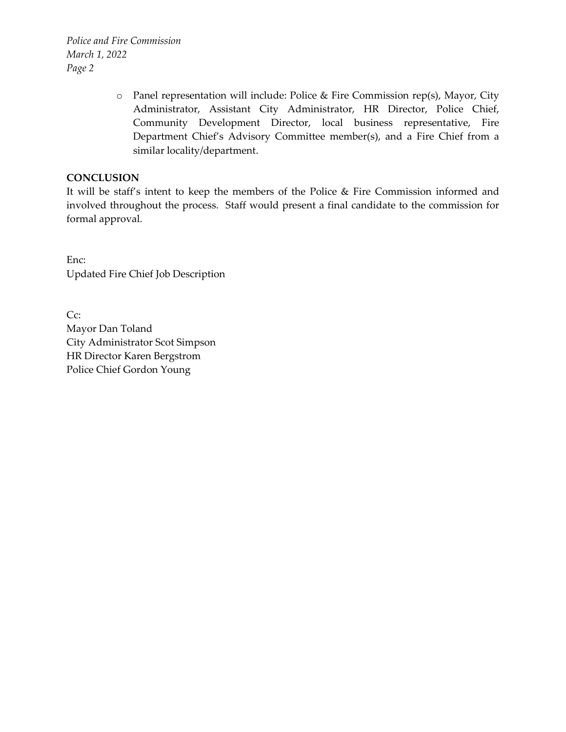- Panel representation will include: Police & Fire Commission rep(s), Mayor, City Administrator, Assistant City Administrator, HR Director, Police Chief, Community Development Director, local business representative, Fire Department Chief's Advisory Committee member(s), and a Fire Chief from a similar locality/department.

**CONCLUSION**

It will be staff's intent to keep the members of the Police & Fire Commission informed and involved throughout the process. Staff would present a final candidate to the commission for formal approval.

Enc:
Updated Fire Chief Job Description

Cc:
Mayor Dan Toland
City Administrator Scot Simpson
HR Director Karen Bergstrom
Police Chief Gordon Young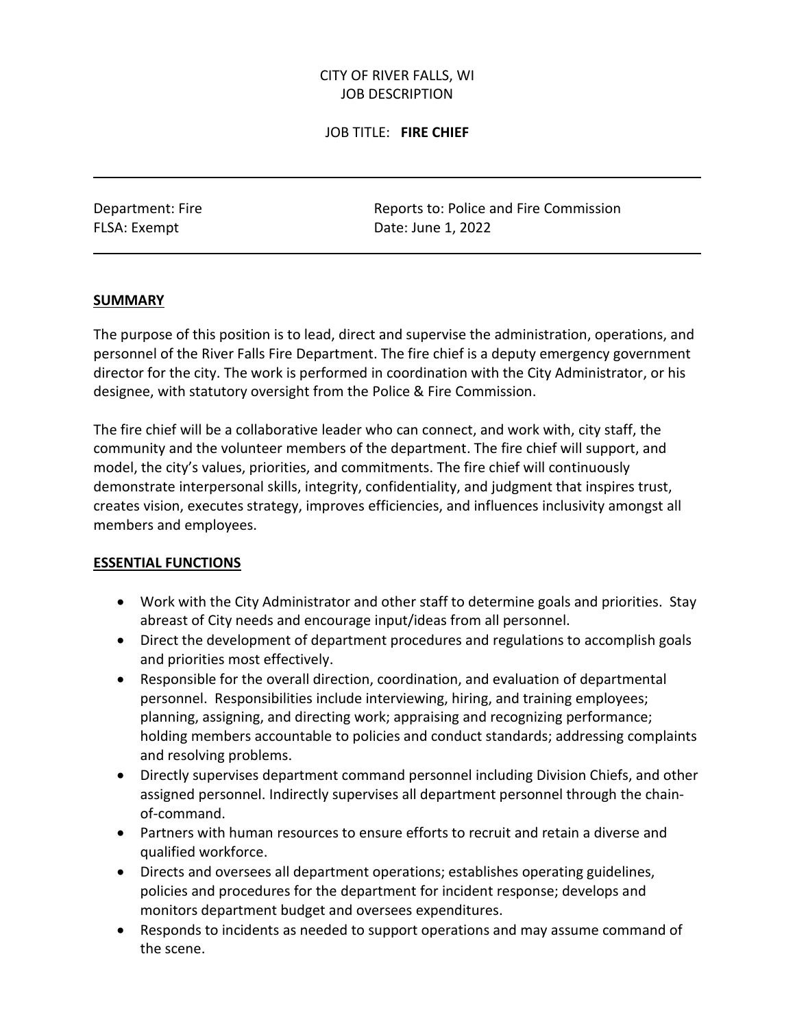CITY OF RIVER FALLS, WI
JOB DESCRIPTION

JOB TITLE: **FIRE CHIEF**

---

Department: Fire
FLSA: Exempt

Reports to: Police and Fire Commission
Date: June 1, 2022

---

## SUMMARY

The purpose of this position is to lead, direct and supervise the administration, operations, and personnel of the River Falls Fire Department. The fire chief is a deputy emergency government director for the city. The work is performed in coordination with the City Administrator, or his designee, with statutory oversight from the Police & Fire Commission.

The fire chief will be a collaborative leader who can connect, and work with, city staff, the community and the volunteer members of the department. The fire chief will support, and model, the city's values, priorities, and commitments. The fire chief will continuously demonstrate interpersonal skills, integrity, confidentiality, and judgment that inspires trust, creates vision, executes strategy, improves efficiencies, and influences inclusivity amongst all members and employees.

## ESSENTIAL FUNCTIONS

- Work with the City Administrator and other staff to determine goals and priorities. Stay abreast of City needs and encourage input/ideas from all personnel.
- Direct the development of department procedures and regulations to accomplish goals and priorities most effectively.
- Responsible for the overall direction, coordination, and evaluation of departmental personnel. Responsibilities include interviewing, hiring, and training employees; planning, assigning, and directing work; appraising and recognizing performance; holding members accountable to policies and conduct standards; addressing complaints and resolving problems.
- Directly supervises department command personnel including Division Chiefs, and other assigned personnel. Indirectly supervises all department personnel through the chain-of-command.
- Partners with human resources to ensure efforts to recruit and retain a diverse and qualified workforce.
- Directs and oversees all department operations; establishes operating guidelines, policies and procedures for the department for incident response; develops and monitors department budget and oversees expenditures.
- Responds to incidents as needed to support operations and may assume command of the scene.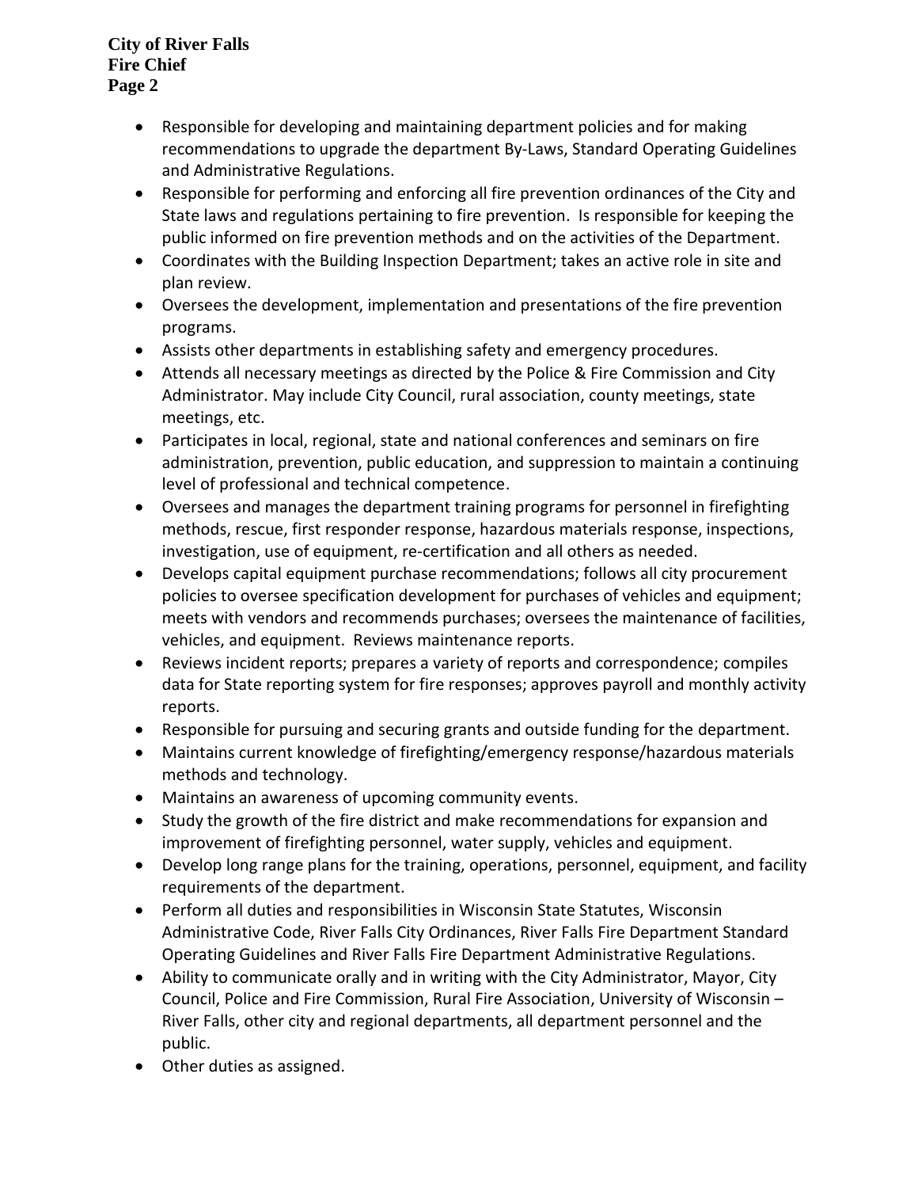- Responsible for developing and maintaining department policies and for making recommendations to upgrade the department By-Laws, Standard Operating Guidelines and Administrative Regulations.
- Responsible for performing and enforcing all fire prevention ordinances of the City and State laws and regulations pertaining to fire prevention. Is responsible for keeping the public informed on fire prevention methods and on the activities of the Department.
- Coordinates with the Building Inspection Department; takes an active role in site and plan review.
- Oversees the development, implementation and presentations of the fire prevention programs.
- Assists other departments in establishing safety and emergency procedures.
- Attends all necessary meetings as directed by the Police & Fire Commission and City Administrator. May include City Council, rural association, county meetings, state meetings, etc.
- Participates in local, regional, state and national conferences and seminars on fire administration, prevention, public education, and suppression to maintain a continuing level of professional and technical competence.
- Oversees and manages the department training programs for personnel in firefighting methods, rescue, first responder response, hazardous materials response, inspections, investigation, use of equipment, re-certification and all others as needed.
- Develops capital equipment purchase recommendations; follows all city procurement policies to oversee specification development for purchases of vehicles and equipment; meets with vendors and recommends purchases; oversees the maintenance of facilities, vehicles, and equipment. Reviews maintenance reports.
- Reviews incident reports; prepares a variety of reports and correspondence; compiles data for State reporting system for fire responses; approves payroll and monthly activity reports.
- Responsible for pursuing and securing grants and outside funding for the department.
- Maintains current knowledge of firefighting/emergency response/hazardous materials methods and technology.
- Maintains an awareness of upcoming community events.
- Study the growth of the fire district and make recommendations for expansion and improvement of firefighting personnel, water supply, vehicles and equipment.
- Develop long range plans for the training, operations, personnel, equipment, and facility requirements of the department.
- Perform all duties and responsibilities in Wisconsin State Statutes, Wisconsin Administrative Code, River Falls City Ordinances, River Falls Fire Department Standard Operating Guidelines and River Falls Fire Department Administrative Regulations.
- Ability to communicate orally and in writing with the City Administrator, Mayor, City Council, Police and Fire Commission, Rural Fire Association, University of Wisconsin – River Falls, other city and regional departments, all department personnel and the public.
- Other duties as assigned.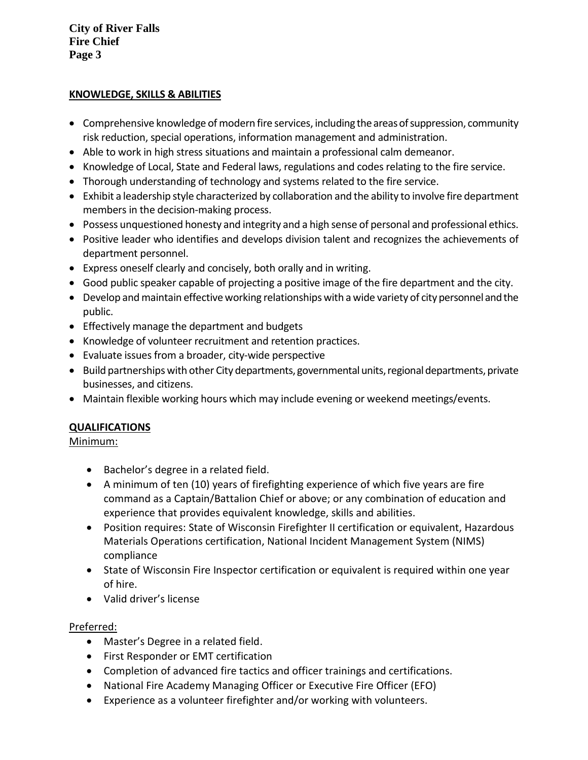## KNOWLEDGE, SKILLS & ABILITIES

- Comprehensive knowledge of modern fire services, including the areas of suppression, community risk reduction, special operations, information management and administration.
- Able to work in high stress situations and maintain a professional calm demeanor.
- Knowledge of Local, State and Federal laws, regulations and codes relating to the fire service.
- Thorough understanding of technology and systems related to the fire service.
- Exhibit a leadership style characterized by collaboration and the ability to involve fire department members in the decision-making process.
- Possess unquestioned honesty and integrity and a high sense of personal and professional ethics.
- Positive leader who identifies and develops division talent and recognizes the achievements of department personnel.
- Express oneself clearly and concisely, both orally and in writing.
- Good public speaker capable of projecting a positive image of the fire department and the city.
- Develop and maintain effective working relationships with a wide variety of city personnel and the public.
- Effectively manage the department and budgets
- Knowledge of volunteer recruitment and retention practices.
- Evaluate issues from a broader, city-wide perspective
- Build partnerships with other City departments, governmental units, regional departments, private businesses, and citizens.
- Maintain flexible working hours which may include evening or weekend meetings/events.

## QUALIFICATIONS

Minimum:

- Bachelor's degree in a related field.
- A minimum of ten (10) years of firefighting experience of which five years are fire command as a Captain/Battalion Chief or above; or any combination of education and experience that provides equivalent knowledge, skills and abilities.
- Position requires: State of Wisconsin Firefighter II certification or equivalent, Hazardous Materials Operations certification, National Incident Management System (NIMS) compliance
- State of Wisconsin Fire Inspector certification or equivalent is required within one year of hire.
- Valid driver's license

Preferred:

- Master's Degree in a related field.
- First Responder or EMT certification
- Completion of advanced fire tactics and officer trainings and certifications.
- National Fire Academy Managing Officer or Executive Fire Officer (EFO)
- Experience as a volunteer firefighter and/or working with volunteers.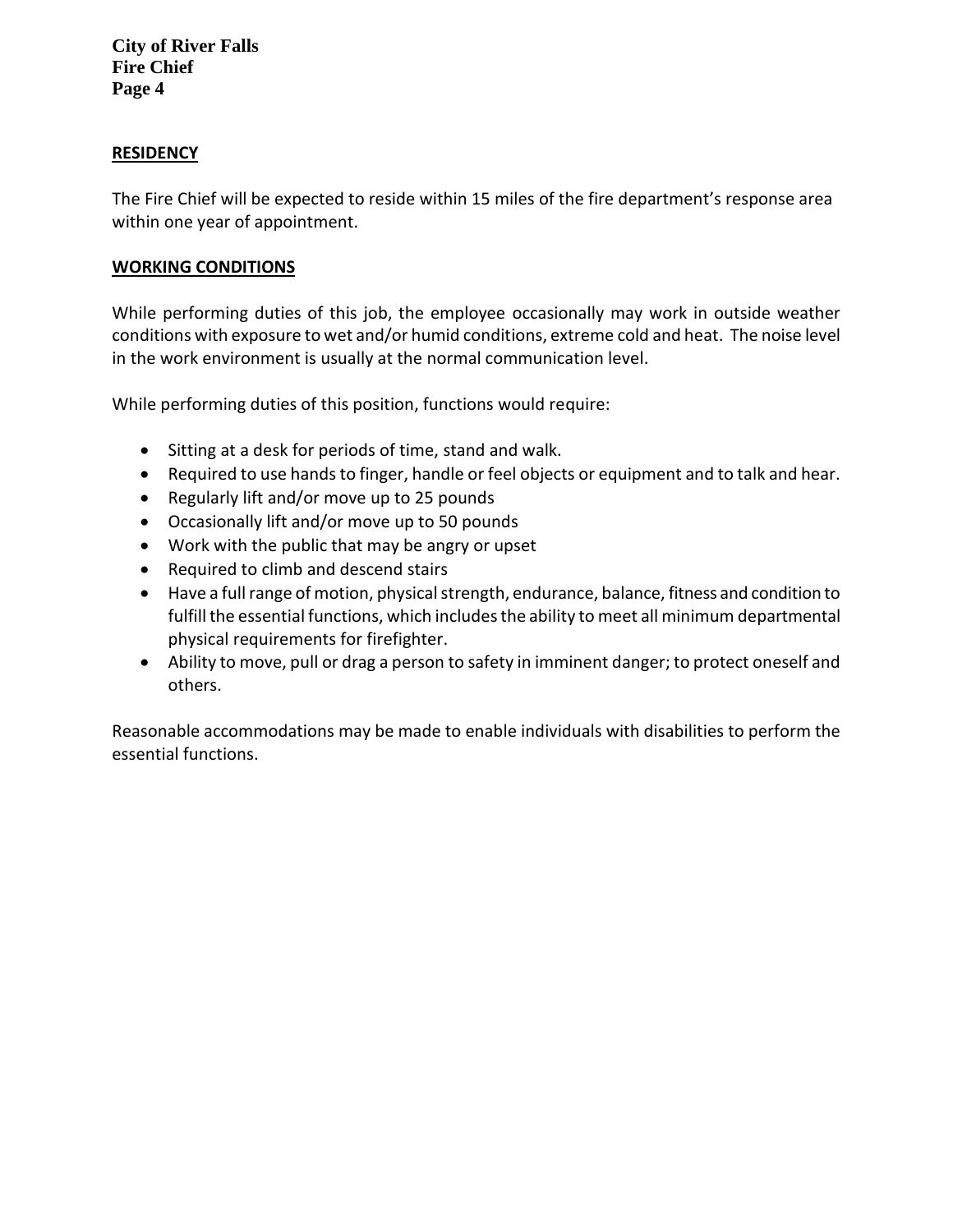## RESIDENCY

The Fire Chief will be expected to reside within 15 miles of the fire department's response area within one year of appointment.

## WORKING CONDITIONS

While performing duties of this job, the employee occasionally may work in outside weather conditions with exposure to wet and/or humid conditions, extreme cold and heat. The noise level in the work environment is usually at the normal communication level.

While performing duties of this position, functions would require:

- Sitting at a desk for periods of time, stand and walk.
- Required to use hands to finger, handle or feel objects or equipment and to talk and hear.
- Regularly lift and/or move up to 25 pounds
- Occasionally lift and/or move up to 50 pounds
- Work with the public that may be angry or upset
- Required to climb and descend stairs
- Have a full range of motion, physical strength, endurance, balance, fitness and condition to fulfill the essential functions, which includes the ability to meet all minimum departmental physical requirements for firefighter.
- Ability to move, pull or drag a person to safety in imminent danger; to protect oneself and others.

Reasonable accommodations may be made to enable individuals with disabilities to perform the essential functions.